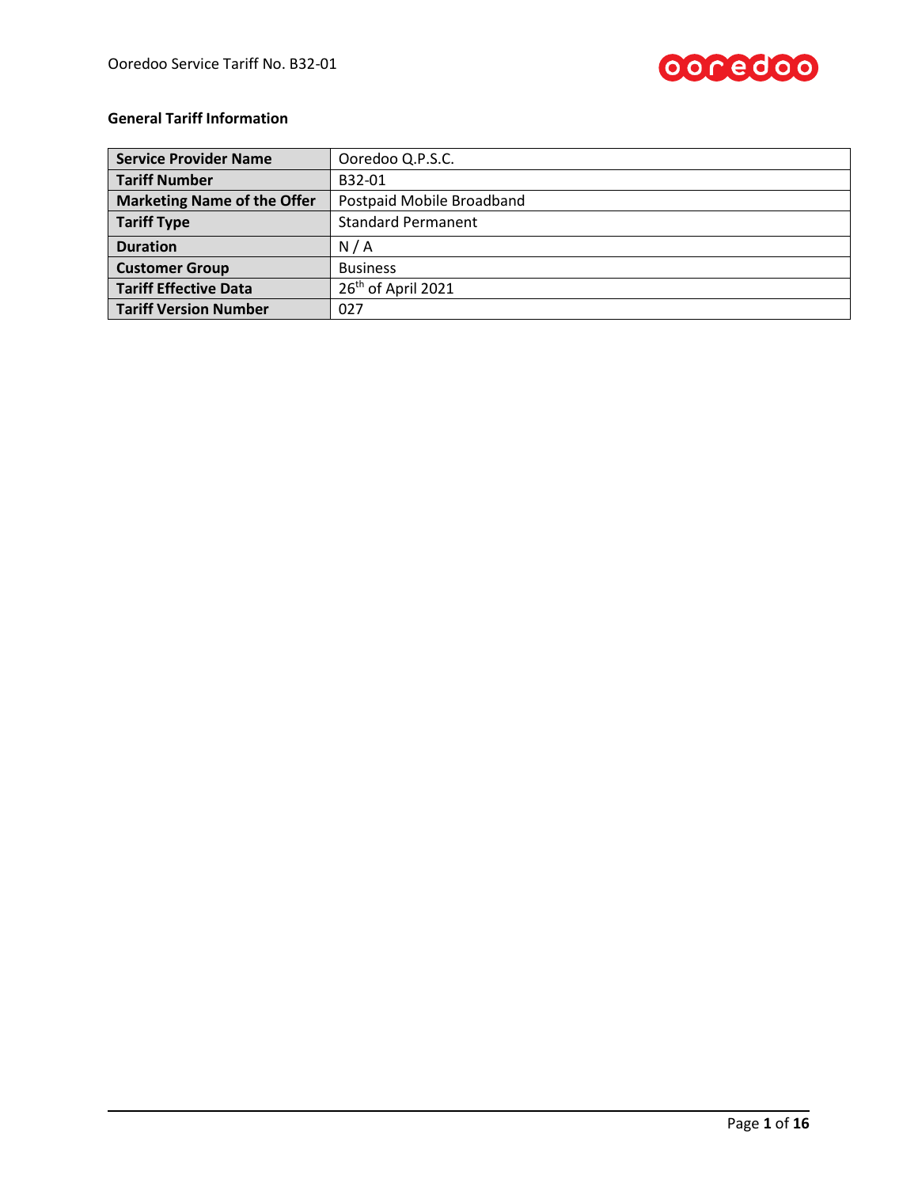**General Tariff Information**

| Service Provider Name | Ooredoo Q.P.S.C. |
|---|---|
| Tariff Number | B32-01 |
| Marketing Name of the Offer | Postpaid Mobile Broadband |
| Tariff Type | Standard Permanent |
| Duration | N / A |
| Customer Group | Business |
| Tariff Effective Data | 26th of April 2021 |
| Tariff Version Number | 027 |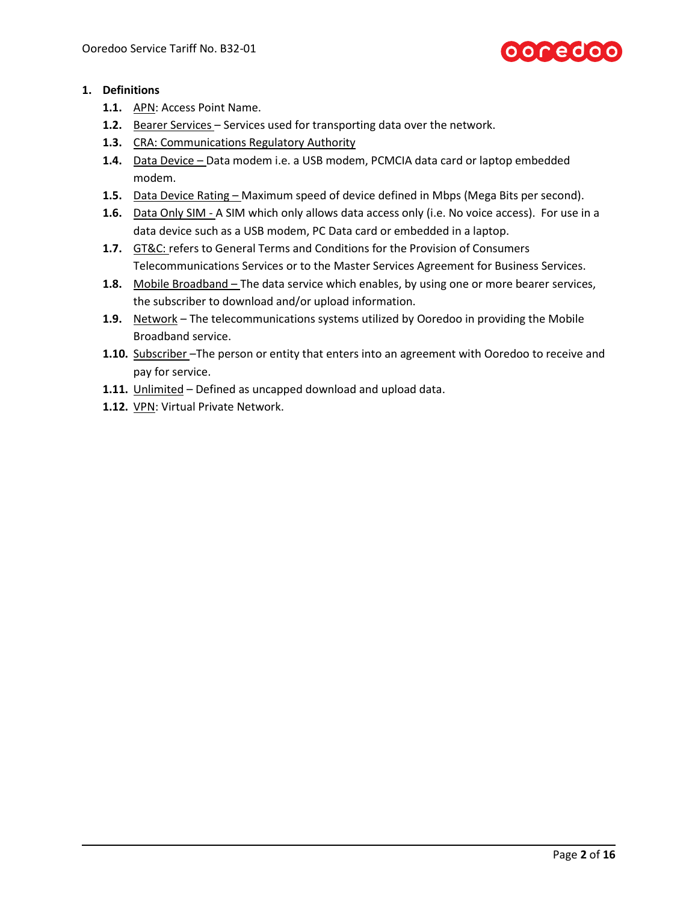## 1. Definitions

- **1.1.** APN: Access Point Name.
- **1.2.** Bearer Services – Services used for transporting data over the network.
- **1.3.** CRA: Communications Regulatory Authority
- **1.4.** Data Device – Data modem i.e. a USB modem, PCMCIA data card or laptop embedded modem.
- **1.5.** Data Device Rating – Maximum speed of device defined in Mbps (Mega Bits per second).
- **1.6.** Data Only SIM - A SIM which only allows data access only (i.e. No voice access). For use in a data device such as a USB modem, PC Data card or embedded in a laptop.
- **1.7.** GT&C: refers to General Terms and Conditions for the Provision of Consumers Telecommunications Services or to the Master Services Agreement for Business Services.
- **1.8.** Mobile Broadband – The data service which enables, by using one or more bearer services, the subscriber to download and/or upload information.
- **1.9.** Network – The telecommunications systems utilized by Ooredoo in providing the Mobile Broadband service.
- **1.10.** Subscriber –The person or entity that enters into an agreement with Ooredoo to receive and pay for service.
- **1.11.** Unlimited – Defined as uncapped download and upload data.
- **1.12.** VPN: Virtual Private Network.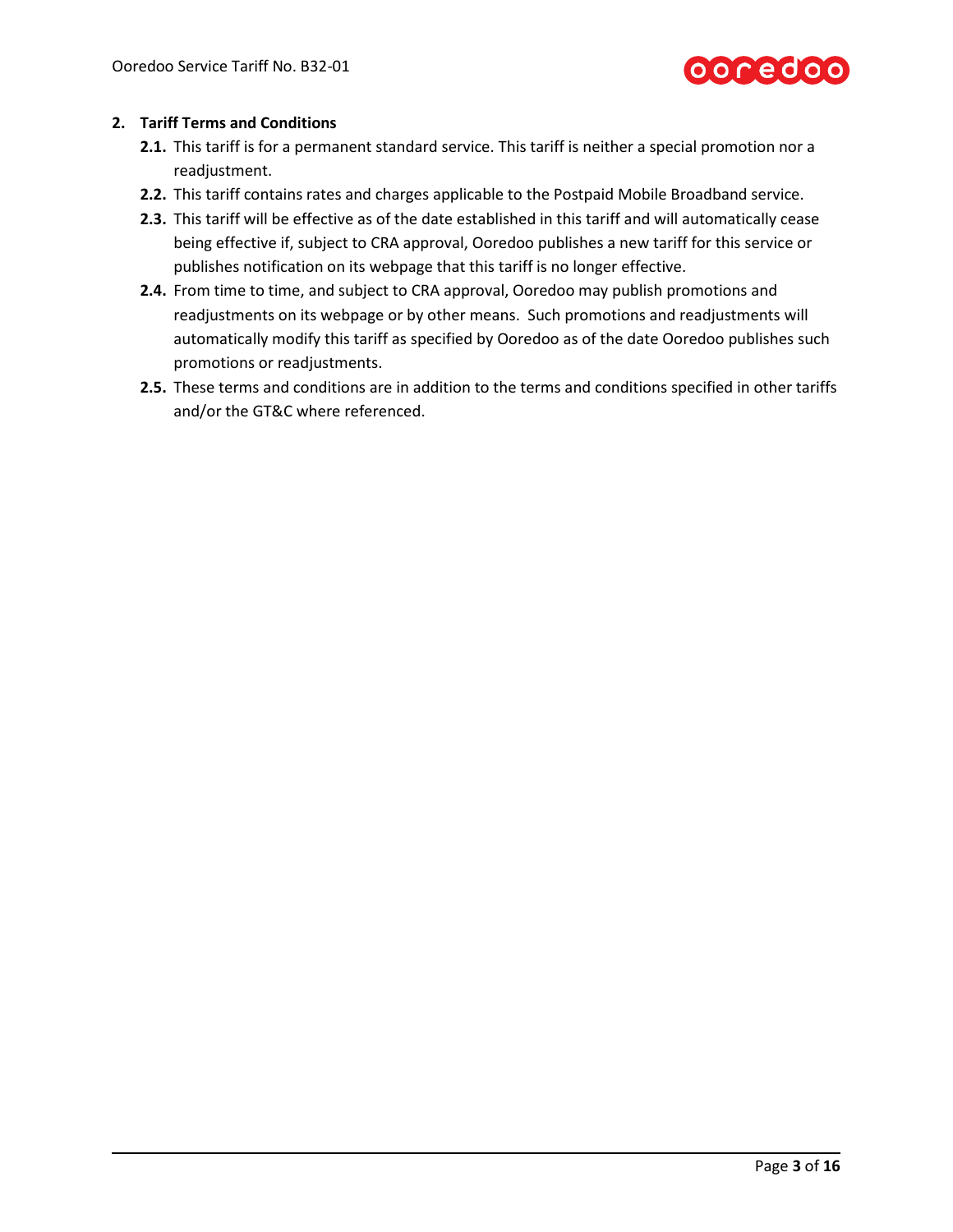## 2. Tariff Terms and Conditions

**2.1.** This tariff is for a permanent standard service. This tariff is neither a special promotion nor a readjustment.

**2.2.** This tariff contains rates and charges applicable to the Postpaid Mobile Broadband service.

**2.3.** This tariff will be effective as of the date established in this tariff and will automatically cease being effective if, subject to CRA approval, Ooredoo publishes a new tariff for this service or publishes notification on its webpage that this tariff is no longer effective.

**2.4.** From time to time, and subject to CRA approval, Ooredoo may publish promotions and readjustments on its webpage or by other means. Such promotions and readjustments will automatically modify this tariff as specified by Ooredoo as of the date Ooredoo publishes such promotions or readjustments.

**2.5.** These terms and conditions are in addition to the terms and conditions specified in other tariffs and/or the GT&C where referenced.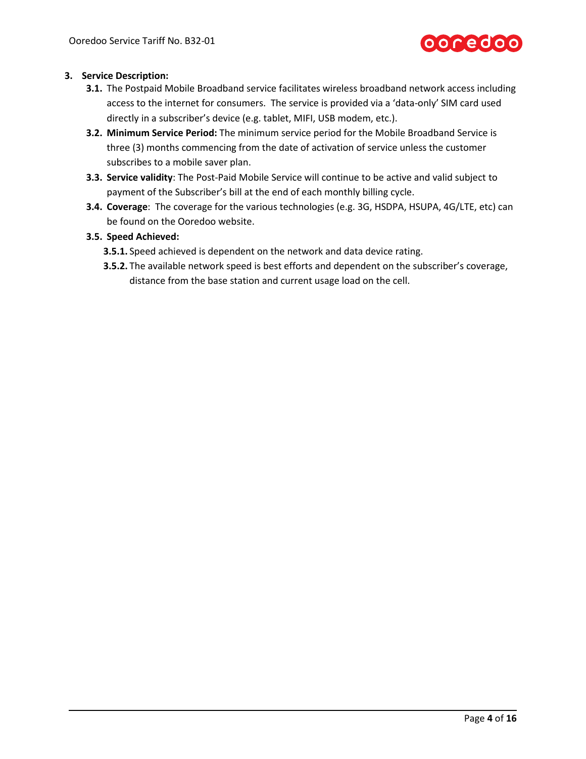## 3. Service Description:

- **3.1.** The Postpaid Mobile Broadband service facilitates wireless broadband network access including access to the internet for consumers. The service is provided via a 'data-only' SIM card used directly in a subscriber's device (e.g. tablet, MIFI, USB modem, etc.).
- **3.2. Minimum Service Period:** The minimum service period for the Mobile Broadband Service is three (3) months commencing from the date of activation of service unless the customer subscribes to a mobile saver plan.
- **3.3. Service validity**: The Post-Paid Mobile Service will continue to be active and valid subject to payment of the Subscriber's bill at the end of each monthly billing cycle.
- **3.4. Coverage**: The coverage for the various technologies (e.g. 3G, HSDPA, HSUPA, 4G/LTE, etc) can be found on the Ooredoo website.
- **3.5. Speed Achieved:**
  - **3.5.1.** Speed achieved is dependent on the network and data device rating.
  - **3.5.2.** The available network speed is best efforts and dependent on the subscriber's coverage, distance from the base station and current usage load on the cell.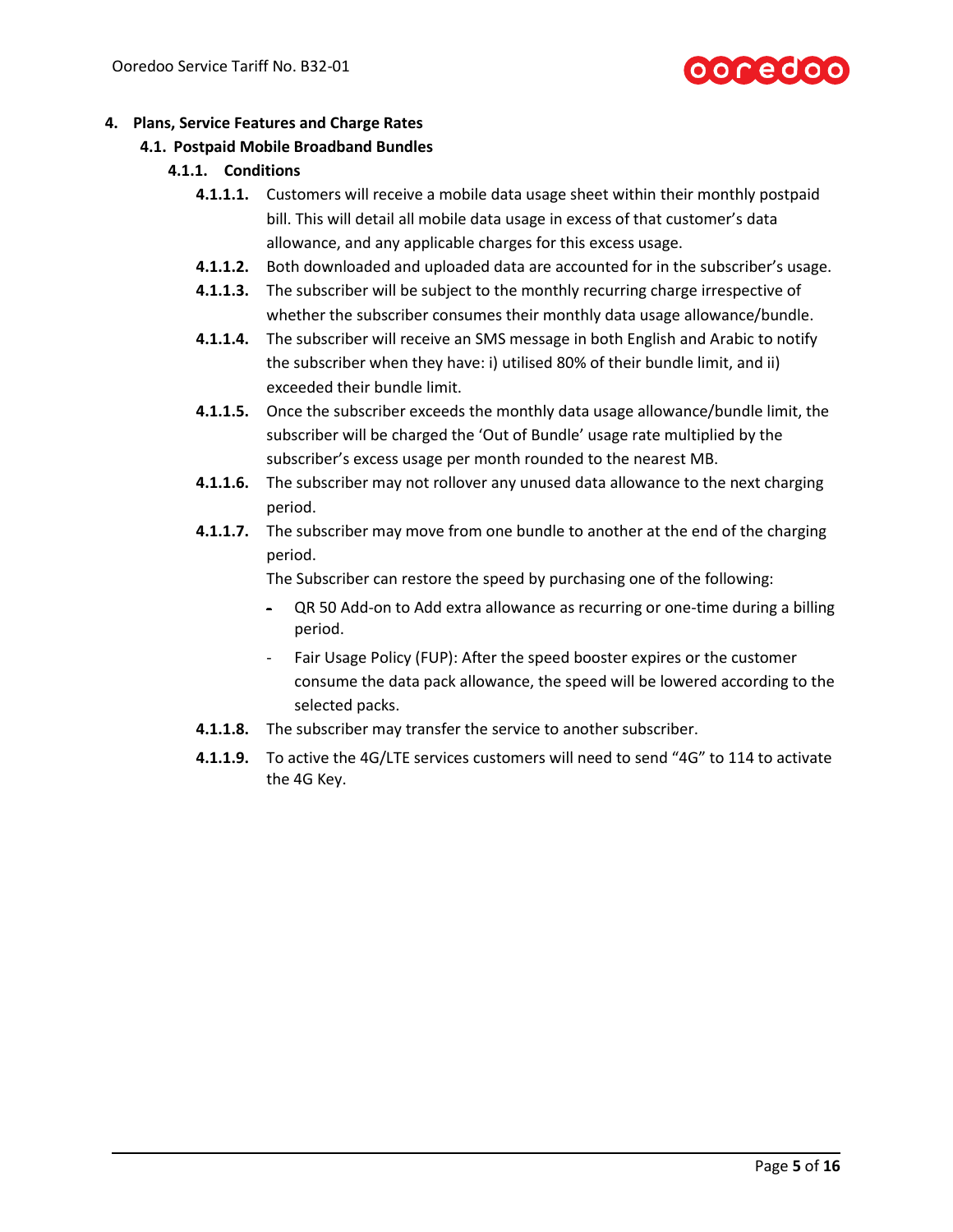# 4. Plans, Service Features and Charge Rates

## 4.1. Postpaid Mobile Broadband Bundles

### 4.1.1. Conditions

**4.1.1.1.** Customers will receive a mobile data usage sheet within their monthly postpaid bill. This will detail all mobile data usage in excess of that customer's data allowance, and any applicable charges for this excess usage.

**4.1.1.2.** Both downloaded and uploaded data are accounted for in the subscriber's usage.

**4.1.1.3.** The subscriber will be subject to the monthly recurring charge irrespective of whether the subscriber consumes their monthly data usage allowance/bundle.

**4.1.1.4.** The subscriber will receive an SMS message in both English and Arabic to notify the subscriber when they have: i) utilised 80% of their bundle limit, and ii) exceeded their bundle limit.

**4.1.1.5.** Once the subscriber exceeds the monthly data usage allowance/bundle limit, the subscriber will be charged the 'Out of Bundle' usage rate multiplied by the subscriber's excess usage per month rounded to the nearest MB.

**4.1.1.6.** The subscriber may not rollover any unused data allowance to the next charging period.

**4.1.1.7.** The subscriber may move from one bundle to another at the end of the charging period.

The Subscriber can restore the speed by purchasing one of the following:

- QR 50 Add-on to Add extra allowance as recurring or one-time during a billing period.
- Fair Usage Policy (FUP): After the speed booster expires or the customer consume the data pack allowance, the speed will be lowered according to the selected packs.

**4.1.1.8.** The subscriber may transfer the service to another subscriber.

**4.1.1.9.** To active the 4G/LTE services customers will need to send "4G" to 114 to activate the 4G Key.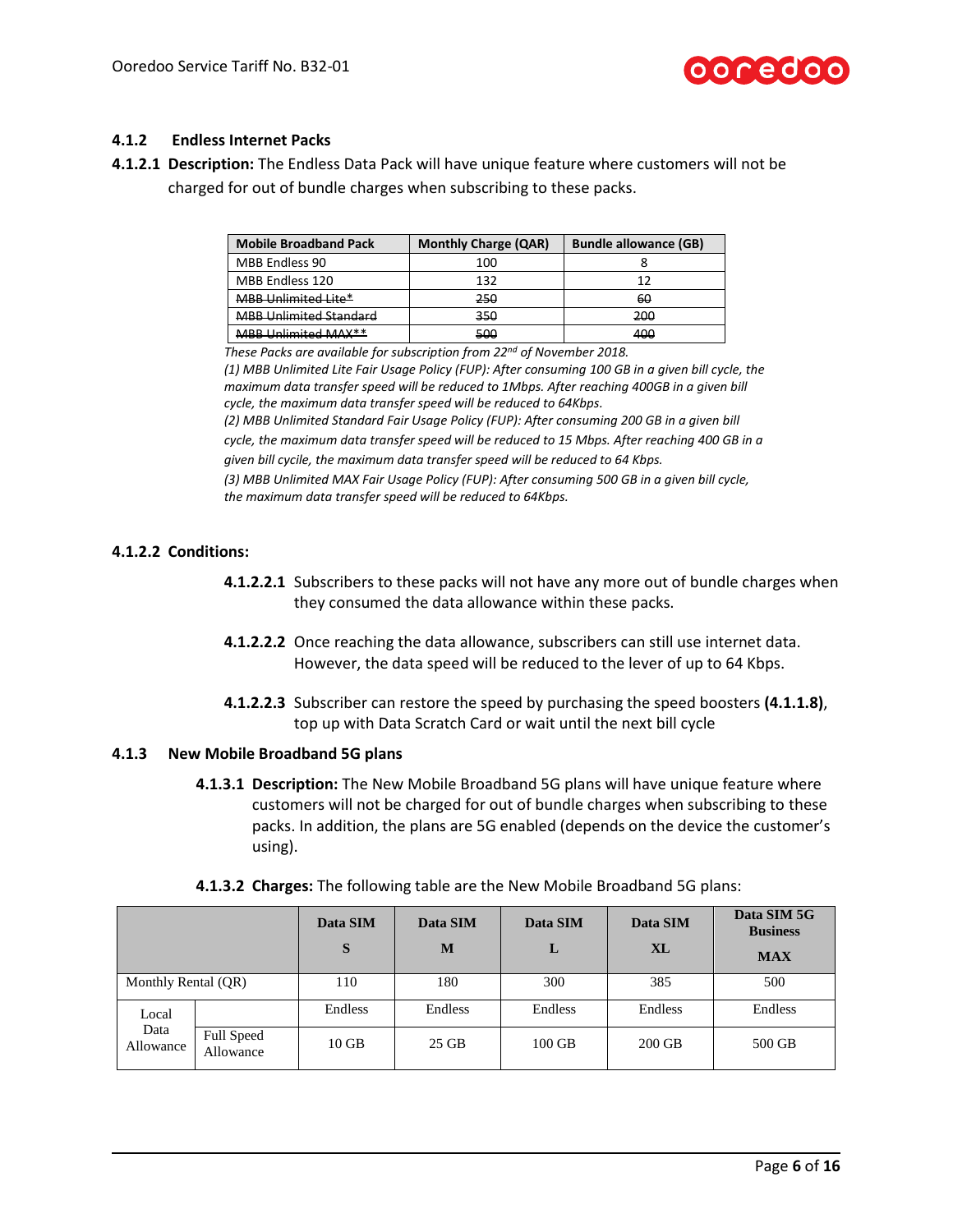### 4.1.2 Endless Internet Packs

**4.1.2.1 Description:** The Endless Data Pack will have unique feature where customers will not be charged for out of bundle charges when subscribing to these packs.

| Mobile Broadband Pack | Monthly Charge (QAR) | Bundle allowance (GB) |
|---|---|---|
| MBB Endless 90 | 100 | 8 |
| MBB Endless 120 | 132 | 12 |
| ~~MBB Unlimited Lite*~~ | ~~250~~ | ~~60~~ |
| ~~MBB Unlimited Standard~~ | ~~350~~ | ~~200~~ |
| ~~MBB Unlimited MAX**~~ | ~~500~~ | ~~400~~ |

*These Packs are available for subscription from 22nd of November 2018.*
*(1) MBB Unlimited Lite Fair Usage Policy (FUP): After consuming 100 GB in a given bill cycle, the maximum data transfer speed will be reduced to 1Mbps. After reaching 400GB in a given bill cycle, the maximum data transfer speed will be reduced to 64Kbps.*
*(2) MBB Unlimited Standard Fair Usage Policy (FUP): After consuming 200 GB in a given bill cycle, the maximum data transfer speed will be reduced to 15 Mbps. After reaching 400 GB in a given bill cycile, the maximum data transfer speed will be reduced to 64 Kbps.*
*(3) MBB Unlimited MAX Fair Usage Policy (FUP): After consuming 500 GB in a given bill cycle, the maximum data transfer speed will be reduced to 64Kbps.*

**4.1.2.2 Conditions:**

**4.1.2.2.1** Subscribers to these packs will not have any more out of bundle charges when they consumed the data allowance within these packs.

**4.1.2.2.2** Once reaching the data allowance, subscribers can still use internet data. However, the data speed will be reduced to the lever of up to 64 Kbps.

**4.1.2.2.3** Subscriber can restore the speed by purchasing the speed boosters **(4.1.1.8)**, top up with Data Scratch Card or wait until the next bill cycle

### 4.1.3 New Mobile Broadband 5G plans

**4.1.3.1 Description:** The New Mobile Broadband 5G plans will have unique feature where customers will not be charged for out of bundle charges when subscribing to these packs. In addition, the plans are 5G enabled (depends on the device the customer's using).

**4.1.3.2 Charges:** The following table are the New Mobile Broadband 5G plans:

| | | Data SIM S | Data SIM M | Data SIM L | Data SIM XL | Data SIM 5G Business MAX |
|---|---|---|---|---|---|---|
| Monthly Rental (QR) | | 110 | 180 | 300 | 385 | 500 |
| Local Data Allowance | | Endless | Endless | Endless | Endless | Endless |
| | Full Speed Allowance | 10 GB | 25 GB | 100 GB | 200 GB | 500 GB |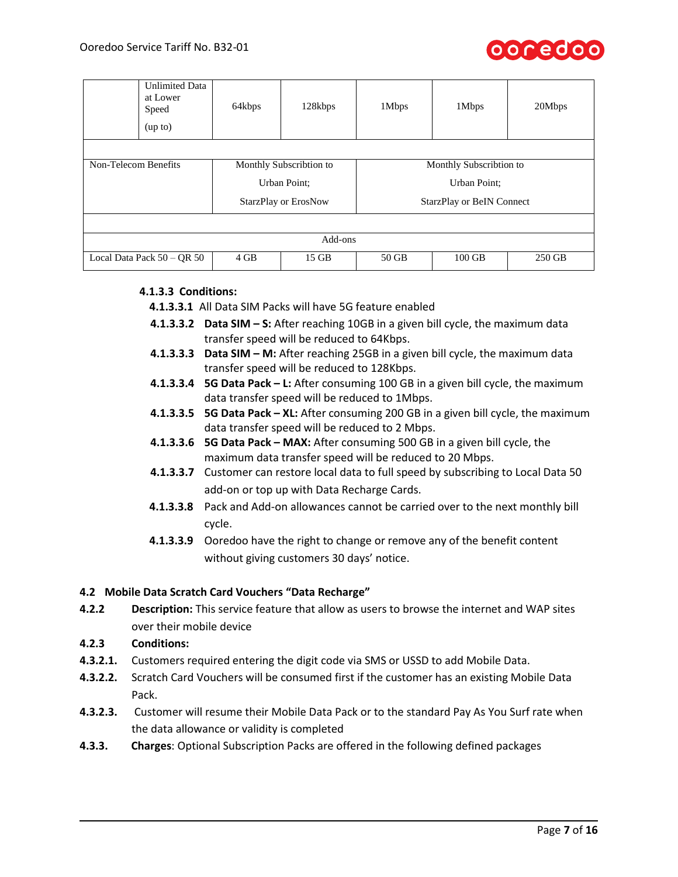| | | | | | | |
|---|---|---|---|---|---|---|
| | Unlimited Data at Lower Speed (up to) | 64kbps | 128kbps | 1Mbps | 1Mbps | 20Mbps |
| | | | | | | |
| Non-Telecom Benefits | | Monthly Subscribtion to Urban Point; StarzPlay or ErosNow | | Monthly Subscribtion to Urban Point; StarzPlay or BeIN Connect | | |
| | | | | | | |
| Add-ons | | | | | | |
| Local Data Pack 50 – QR 50 | | 4 GB | 15 GB | 50 GB | 100 GB | 250 GB |

#### 4.1.3.3 Conditions:

**4.1.3.3.1** All Data SIM Packs will have 5G feature enabled

**4.1.3.3.2** **Data SIM – S:** After reaching 10GB in a given bill cycle, the maximum data transfer speed will be reduced to 64Kbps.

**4.1.3.3.3** **Data SIM – M:** After reaching 25GB in a given bill cycle, the maximum data transfer speed will be reduced to 128Kbps.

**4.1.3.3.4** **5G Data Pack – L:** After consuming 100 GB in a given bill cycle, the maximum data transfer speed will be reduced to 1Mbps.

**4.1.3.3.5** **5G Data Pack – XL:** After consuming 200 GB in a given bill cycle, the maximum data transfer speed will be reduced to 2 Mbps.

**4.1.3.3.6** **5G Data Pack – MAX:** After consuming 500 GB in a given bill cycle, the maximum data transfer speed will be reduced to 20 Mbps.

**4.1.3.3.7** Customer can restore local data to full speed by subscribing to Local Data 50 add-on or top up with Data Recharge Cards.

**4.1.3.3.8** Pack and Add-on allowances cannot be carried over to the next monthly bill cycle.

**4.1.3.3.9** Ooredoo have the right to change or remove any of the benefit content without giving customers 30 days' notice.

## 4.2 Mobile Data Scratch Card Vouchers "Data Recharge"

**4.2.2** **Description:** This service feature that allow as users to browse the internet and WAP sites over their mobile device

**4.2.3** **Conditions:**

**4.3.2.1.** Customers required entering the digit code via SMS or USSD to add Mobile Data.

**4.3.2.2.** Scratch Card Vouchers will be consumed first if the customer has an existing Mobile Data Pack.

**4.3.2.3.** Customer will resume their Mobile Data Pack or to the standard Pay As You Surf rate when the data allowance or validity is completed

**4.3.3.** **Charges**: Optional Subscription Packs are offered in the following defined packages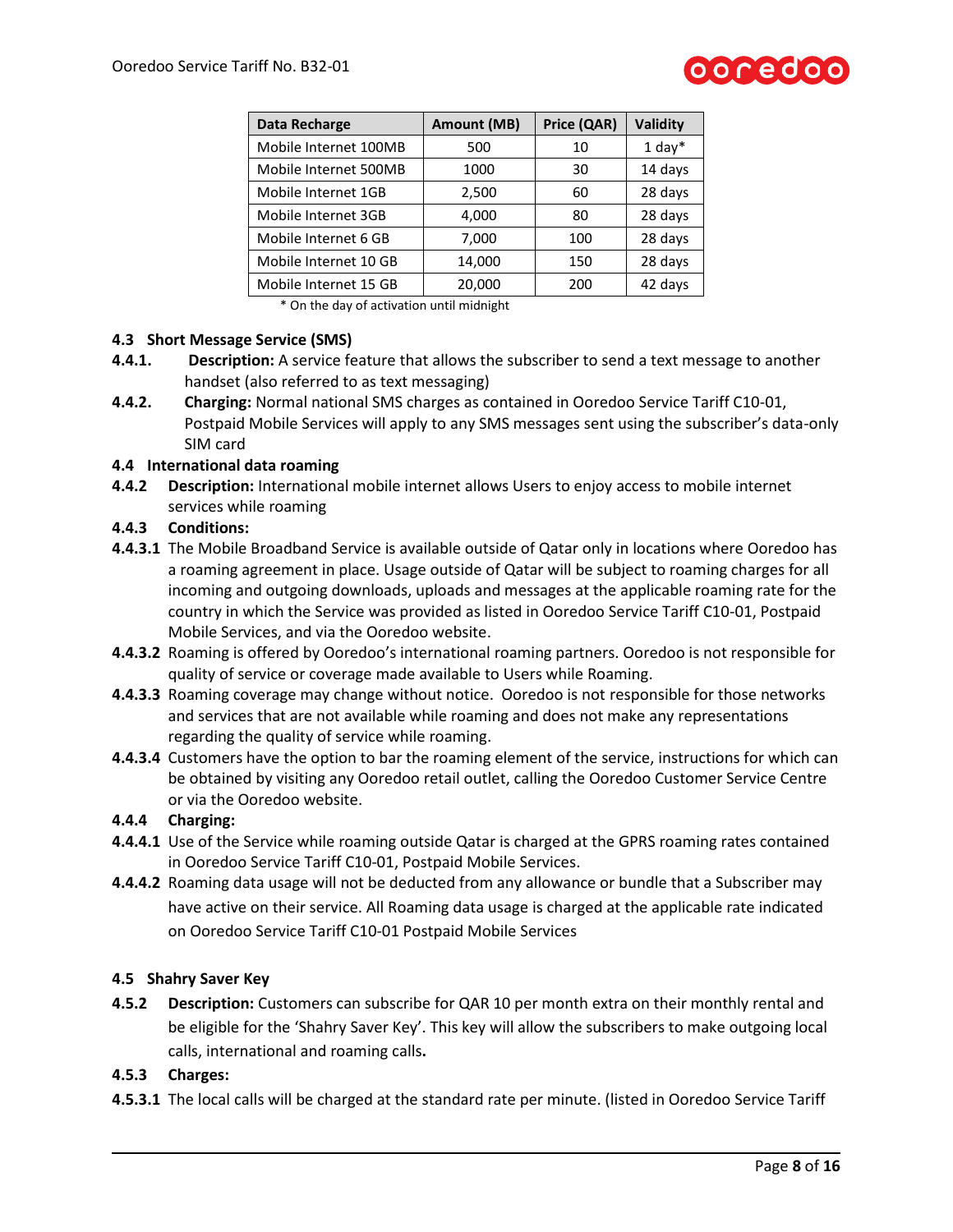| Data Recharge | Amount (MB) | Price (QAR) | Validity |
|---|---|---|---|
| Mobile Internet 100MB | 500 | 10 | 1 day* |
| Mobile Internet 500MB | 1000 | 30 | 14 days |
| Mobile Internet 1GB | 2,500 | 60 | 28 days |
| Mobile Internet 3GB | 4,000 | 80 | 28 days |
| Mobile Internet 6 GB | 7,000 | 100 | 28 days |
| Mobile Internet 10 GB | 14,000 | 150 | 28 days |
| Mobile Internet 15 GB | 20,000 | 200 | 42 days |

\* On the day of activation until midnight

### 4.3 Short Message Service (SMS)

**4.4.1. Description:** A service feature that allows the subscriber to send a text message to another handset (also referred to as text messaging)

**4.4.2. Charging:** Normal national SMS charges as contained in Ooredoo Service Tariff C10-01, Postpaid Mobile Services will apply to any SMS messages sent using the subscriber's data-only SIM card

### 4.4 International data roaming

**4.4.2 Description:** International mobile internet allows Users to enjoy access to mobile internet services while roaming

**4.4.3 Conditions:**

**4.4.3.1** The Mobile Broadband Service is available outside of Qatar only in locations where Ooredoo has a roaming agreement in place. Usage outside of Qatar will be subject to roaming charges for all incoming and outgoing downloads, uploads and messages at the applicable roaming rate for the country in which the Service was provided as listed in Ooredoo Service Tariff C10-01, Postpaid Mobile Services, and via the Ooredoo website.

**4.4.3.2** Roaming is offered by Ooredoo's international roaming partners. Ooredoo is not responsible for quality of service or coverage made available to Users while Roaming.

**4.4.3.3** Roaming coverage may change without notice. Ooredoo is not responsible for those networks and services that are not available while roaming and does not make any representations regarding the quality of service while roaming.

**4.4.3.4** Customers have the option to bar the roaming element of the service, instructions for which can be obtained by visiting any Ooredoo retail outlet, calling the Ooredoo Customer Service Centre or via the Ooredoo website.

**4.4.4 Charging:**

**4.4.4.1** Use of the Service while roaming outside Qatar is charged at the GPRS roaming rates contained in Ooredoo Service Tariff C10-01, Postpaid Mobile Services.

**4.4.4.2** Roaming data usage will not be deducted from any allowance or bundle that a Subscriber may have active on their service. All Roaming data usage is charged at the applicable rate indicated on Ooredoo Service Tariff C10-01 Postpaid Mobile Services

### 4.5 Shahry Saver Key

**4.5.2 Description:** Customers can subscribe for QAR 10 per month extra on their monthly rental and be eligible for the 'Shahry Saver Key'. This key will allow the subscribers to make outgoing local calls, international and roaming calls**.**

**4.5.3 Charges:**

**4.5.3.1** The local calls will be charged at the standard rate per minute. (listed in Ooredoo Service Tariff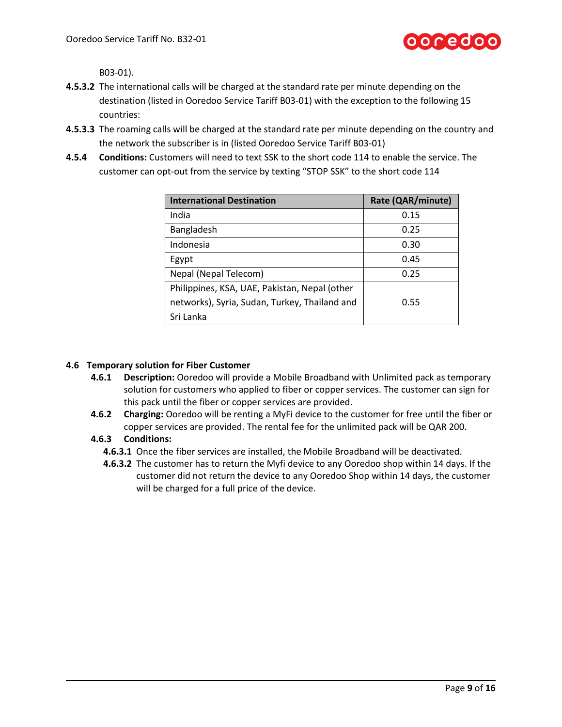B03-01).

**4.5.3.2** The international calls will be charged at the standard rate per minute depending on the destination (listed in Ooredoo Service Tariff B03-01) with the exception to the following 15 countries:

**4.5.3.3** The roaming calls will be charged at the standard rate per minute depending on the country and the network the subscriber is in (listed Ooredoo Service Tariff B03-01)

**4.5.4** **Conditions:** Customers will need to text SSK to the short code 114 to enable the service. The customer can opt-out from the service by texting "STOP SSK" to the short code 114

| International Destination | Rate (QAR/minute) |
|---|---|
| India | 0.15 |
| Bangladesh | 0.25 |
| Indonesia | 0.30 |
| Egypt | 0.45 |
| Nepal (Nepal Telecom) | 0.25 |
| Philippines, KSA, UAE, Pakistan, Nepal (other networks), Syria, Sudan, Turkey, Thailand and Sri Lanka | 0.55 |

## 4.6 Temporary solution for Fiber Customer

**4.6.1** **Description:** Ooredoo will provide a Mobile Broadband with Unlimited pack as temporary solution for customers who applied to fiber or copper services. The customer can sign for this pack until the fiber or copper services are provided.

**4.6.2** **Charging:** Ooredoo will be renting a MyFi device to the customer for free until the fiber or copper services are provided. The rental fee for the unlimited pack will be QAR 200.

**4.6.3** **Conditions:**

**4.6.3.1** Once the fiber services are installed, the Mobile Broadband will be deactivated.

**4.6.3.2** The customer has to return the Myfi device to any Ooredoo shop within 14 days. If the customer did not return the device to any Ooredoo Shop within 14 days, the customer will be charged for a full price of the device.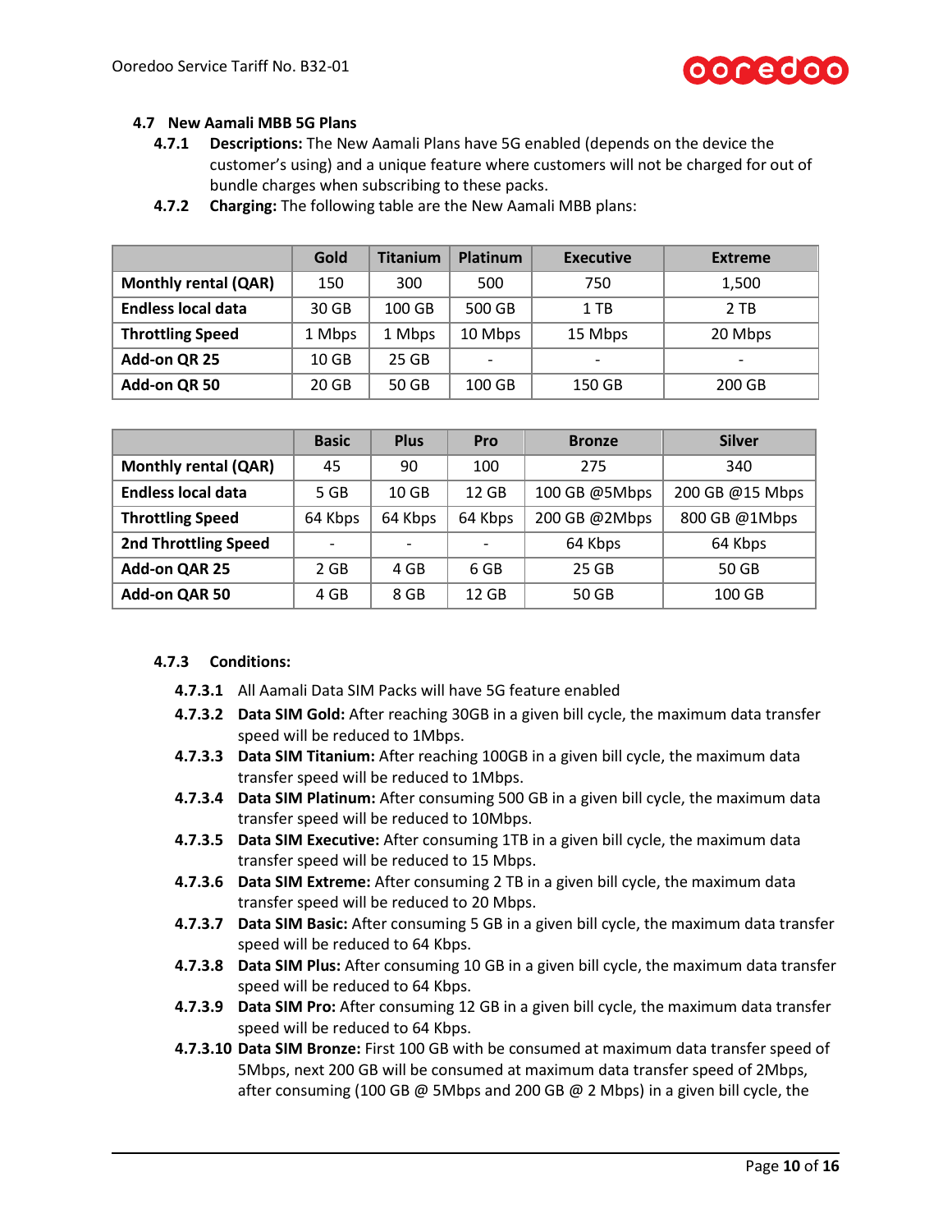### 4.7 New Aamali MBB 5G Plans

**4.7.1 Descriptions:** The New Aamali Plans have 5G enabled (depends on the device the customer's using) and a unique feature where customers will not be charged for out of bundle charges when subscribing to these packs.

**4.7.2 Charging:** The following table are the New Aamali MBB plans:

| | Gold | Titanium | Platinum | Executive | Extreme |
|---|---|---|---|---|---|
| **Monthly rental (QAR)** | 150 | 300 | 500 | 750 | 1,500 |
| **Endless local data** | 30 GB | 100 GB | 500 GB | 1 TB | 2 TB |
| **Throttling Speed** | 1 Mbps | 1 Mbps | 10 Mbps | 15 Mbps | 20 Mbps |
| **Add-on QR 25** | 10 GB | 25 GB | - | - | - |
| **Add-on QR 50** | 20 GB | 50 GB | 100 GB | 150 GB | 200 GB |

| | Basic | Plus | Pro | Bronze | Silver |
|---|---|---|---|---|---|
| **Monthly rental (QAR)** | 45 | 90 | 100 | 275 | 340 |
| **Endless local data** | 5 GB | 10 GB | 12 GB | 100 GB @5Mbps | 200 GB @15 Mbps |
| **Throttling Speed** | 64 Kbps | 64 Kbps | 64 Kbps | 200 GB @2Mbps | 800 GB @1Mbps |
| **2nd Throttling Speed** | - | - | - | 64 Kbps | 64 Kbps |
| **Add-on QAR 25** | 2 GB | 4 GB | 6 GB | 25 GB | 50 GB |
| **Add-on QAR 50** | 4 GB | 8 GB | 12 GB | 50 GB | 100 GB |

**4.7.3 Conditions:**

**4.7.3.1** All Aamali Data SIM Packs will have 5G feature enabled

**4.7.3.2** **Data SIM Gold:** After reaching 30GB in a given bill cycle, the maximum data transfer speed will be reduced to 1Mbps.

**4.7.3.3** **Data SIM Titanium:** After reaching 100GB in a given bill cycle, the maximum data transfer speed will be reduced to 1Mbps.

**4.7.3.4** **Data SIM Platinum:** After consuming 500 GB in a given bill cycle, the maximum data transfer speed will be reduced to 10Mbps.

**4.7.3.5** **Data SIM Executive:** After consuming 1TB in a given bill cycle, the maximum data transfer speed will be reduced to 15 Mbps.

**4.7.3.6** **Data SIM Extreme:** After consuming 2 TB in a given bill cycle, the maximum data transfer speed will be reduced to 20 Mbps.

**4.7.3.7** **Data SIM Basic:** After consuming 5 GB in a given bill cycle, the maximum data transfer speed will be reduced to 64 Kbps.

**4.7.3.8** **Data SIM Plus:** After consuming 10 GB in a given bill cycle, the maximum data transfer speed will be reduced to 64 Kbps.

**4.7.3.9** **Data SIM Pro:** After consuming 12 GB in a given bill cycle, the maximum data transfer speed will be reduced to 64 Kbps.

**4.7.3.10** **Data SIM Bronze:** First 100 GB with be consumed at maximum data transfer speed of 5Mbps, next 200 GB will be consumed at maximum data transfer speed of 2Mbps, after consuming (100 GB @ 5Mbps and 200 GB @ 2 Mbps) in a given bill cycle, the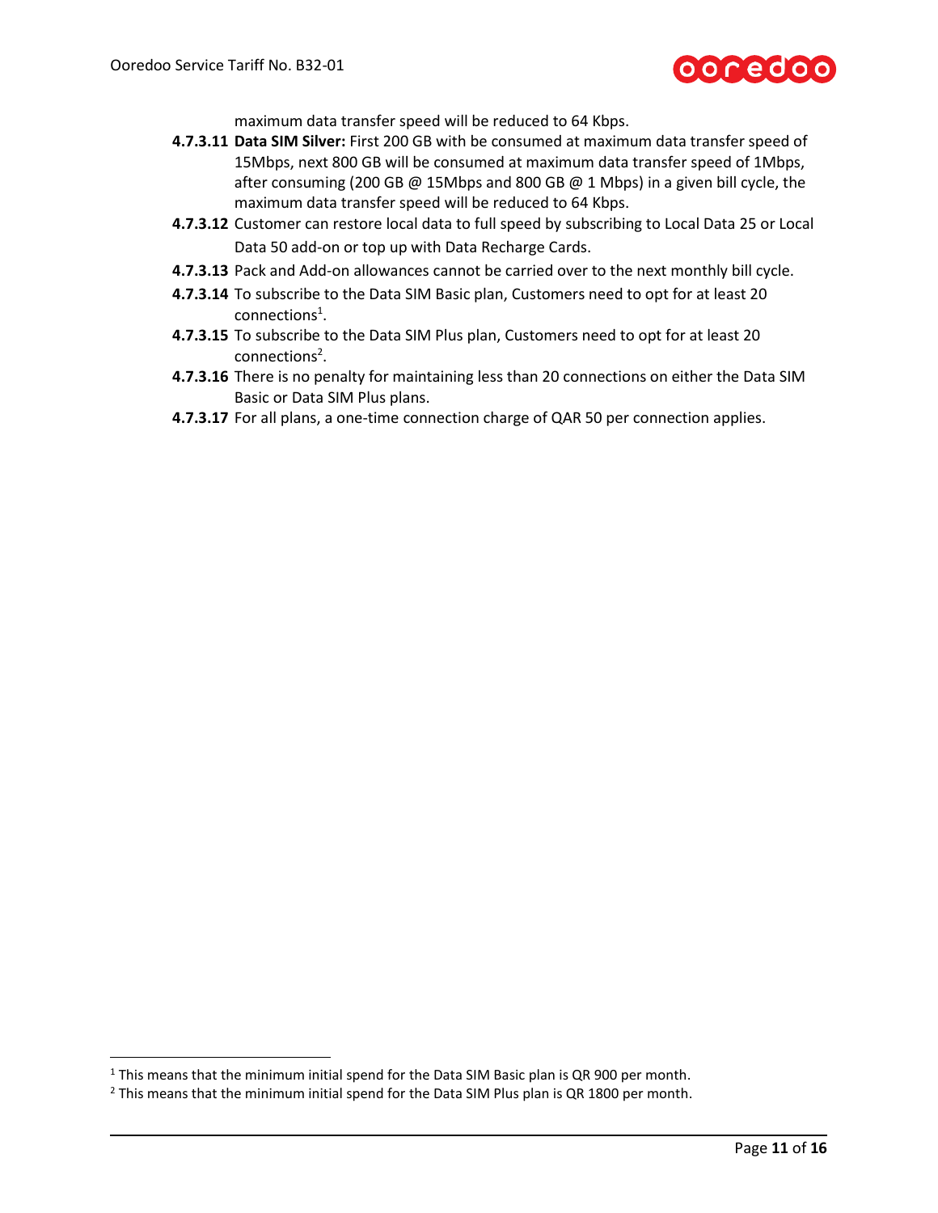maximum data transfer speed will be reduced to 64 Kbps.

**4.7.3.11** **Data SIM Silver:** First 200 GB with be consumed at maximum data transfer speed of 15Mbps, next 800 GB will be consumed at maximum data transfer speed of 1Mbps, after consuming (200 GB @ 15Mbps and 800 GB @ 1 Mbps) in a given bill cycle, the maximum data transfer speed will be reduced to 64 Kbps.

**4.7.3.12** Customer can restore local data to full speed by subscribing to Local Data 25 or Local Data 50 add-on or top up with Data Recharge Cards.

**4.7.3.13** Pack and Add-on allowances cannot be carried over to the next monthly bill cycle.

**4.7.3.14** To subscribe to the Data SIM Basic plan, Customers need to opt for at least 20 connections[1].

**4.7.3.15** To subscribe to the Data SIM Plus plan, Customers need to opt for at least 20 connections[2].

**4.7.3.16** There is no penalty for maintaining less than 20 connections on either the Data SIM Basic or Data SIM Plus plans.

**4.7.3.17** For all plans, a one-time connection charge of QAR 50 per connection applies.

---

[1] This means that the minimum initial spend for the Data SIM Basic plan is QR 900 per month.

[2] This means that the minimum initial spend for the Data SIM Plus plan is QR 1800 per month.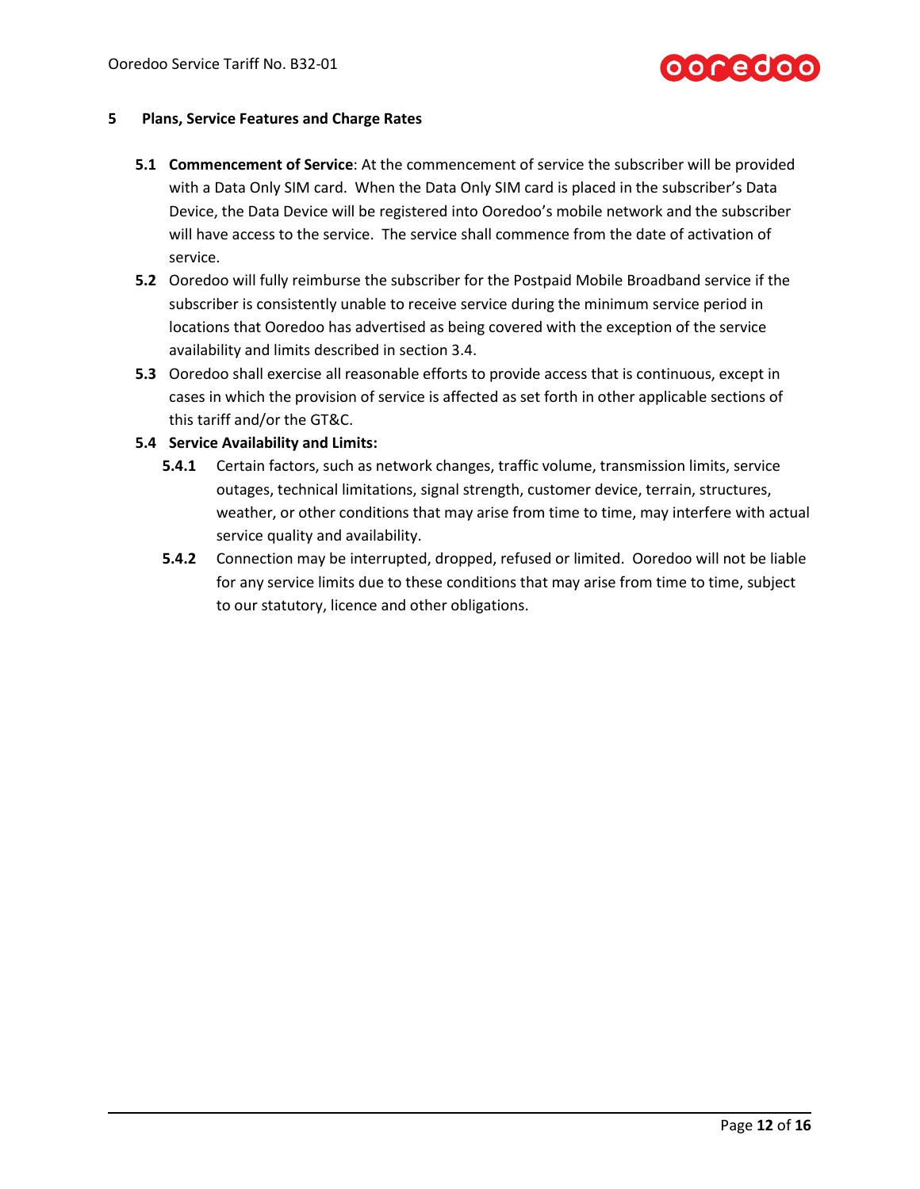## 5 Plans, Service Features and Charge Rates

**5.1 Commencement of Service**: At the commencement of service the subscriber will be provided with a Data Only SIM card. When the Data Only SIM card is placed in the subscriber's Data Device, the Data Device will be registered into Ooredoo's mobile network and the subscriber will have access to the service. The service shall commence from the date of activation of service.

**5.2** Ooredoo will fully reimburse the subscriber for the Postpaid Mobile Broadband service if the subscriber is consistently unable to receive service during the minimum service period in locations that Ooredoo has advertised as being covered with the exception of the service availability and limits described in section 3.4.

**5.3** Ooredoo shall exercise all reasonable efforts to provide access that is continuous, except in cases in which the provision of service is affected as set forth in other applicable sections of this tariff and/or the GT&C.

**5.4 Service Availability and Limits:**

**5.4.1** Certain factors, such as network changes, traffic volume, transmission limits, service outages, technical limitations, signal strength, customer device, terrain, structures, weather, or other conditions that may arise from time to time, may interfere with actual service quality and availability.

**5.4.2** Connection may be interrupted, dropped, refused or limited. Ooredoo will not be liable for any service limits due to these conditions that may arise from time to time, subject to our statutory, licence and other obligations.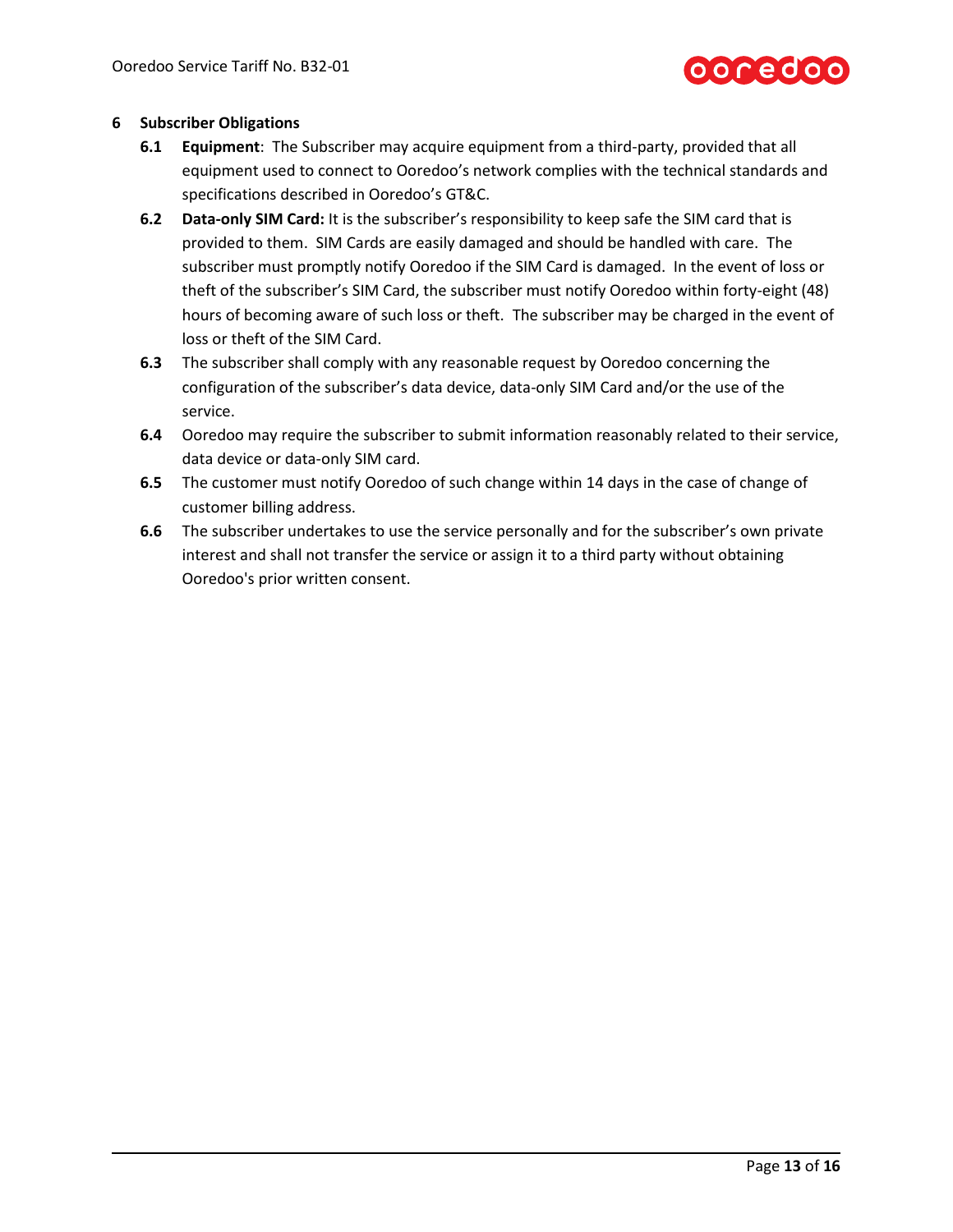## 6 Subscriber Obligations

**6.1** **Equipment**: The Subscriber may acquire equipment from a third-party, provided that all equipment used to connect to Ooredoo's network complies with the technical standards and specifications described in Ooredoo's GT&C.

**6.2** **Data-only SIM Card:** It is the subscriber's responsibility to keep safe the SIM card that is provided to them. SIM Cards are easily damaged and should be handled with care. The subscriber must promptly notify Ooredoo if the SIM Card is damaged. In the event of loss or theft of the subscriber's SIM Card, the subscriber must notify Ooredoo within forty-eight (48) hours of becoming aware of such loss or theft. The subscriber may be charged in the event of loss or theft of the SIM Card.

**6.3** The subscriber shall comply with any reasonable request by Ooredoo concerning the configuration of the subscriber's data device, data-only SIM Card and/or the use of the service.

**6.4** Ooredoo may require the subscriber to submit information reasonably related to their service, data device or data-only SIM card.

**6.5** The customer must notify Ooredoo of such change within 14 days in the case of change of customer billing address.

**6.6** The subscriber undertakes to use the service personally and for the subscriber's own private interest and shall not transfer the service or assign it to a third party without obtaining Ooredoo's prior written consent.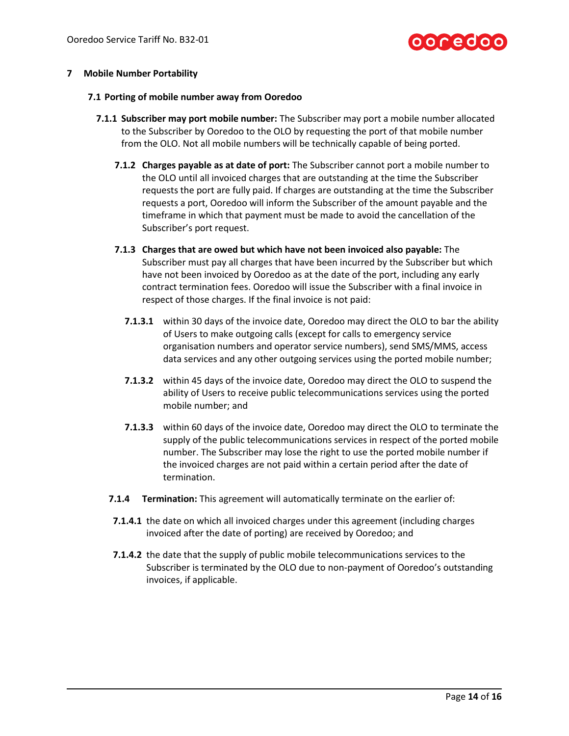## 7 Mobile Number Portability

### 7.1 Porting of mobile number away from Ooredoo

**7.1.1 Subscriber may port mobile number:** The Subscriber may port a mobile number allocated to the Subscriber by Ooredoo to the OLO by requesting the port of that mobile number from the OLO. Not all mobile numbers will be technically capable of being ported.

**7.1.2 Charges payable as at date of port:** The Subscriber cannot port a mobile number to the OLO until all invoiced charges that are outstanding at the time the Subscriber requests the port are fully paid. If charges are outstanding at the time the Subscriber requests a port, Ooredoo will inform the Subscriber of the amount payable and the timeframe in which that payment must be made to avoid the cancellation of the Subscriber's port request.

**7.1.3 Charges that are owed but which have not been invoiced also payable:** The Subscriber must pay all charges that have been incurred by the Subscriber but which have not been invoiced by Ooredoo as at the date of the port, including any early contract termination fees. Ooredoo will issue the Subscriber with a final invoice in respect of those charges. If the final invoice is not paid:

**7.1.3.1** within 30 days of the invoice date, Ooredoo may direct the OLO to bar the ability of Users to make outgoing calls (except for calls to emergency service organisation numbers and operator service numbers), send SMS/MMS, access data services and any other outgoing services using the ported mobile number;

**7.1.3.2** within 45 days of the invoice date, Ooredoo may direct the OLO to suspend the ability of Users to receive public telecommunications services using the ported mobile number; and

**7.1.3.3** within 60 days of the invoice date, Ooredoo may direct the OLO to terminate the supply of the public telecommunications services in respect of the ported mobile number. The Subscriber may lose the right to use the ported mobile number if the invoiced charges are not paid within a certain period after the date of termination.

**7.1.4 Termination:** This agreement will automatically terminate on the earlier of:

**7.1.4.1** the date on which all invoiced charges under this agreement (including charges invoiced after the date of porting) are received by Ooredoo; and

**7.1.4.2** the date that the supply of public mobile telecommunications services to the Subscriber is terminated by the OLO due to non-payment of Ooredoo's outstanding invoices, if applicable.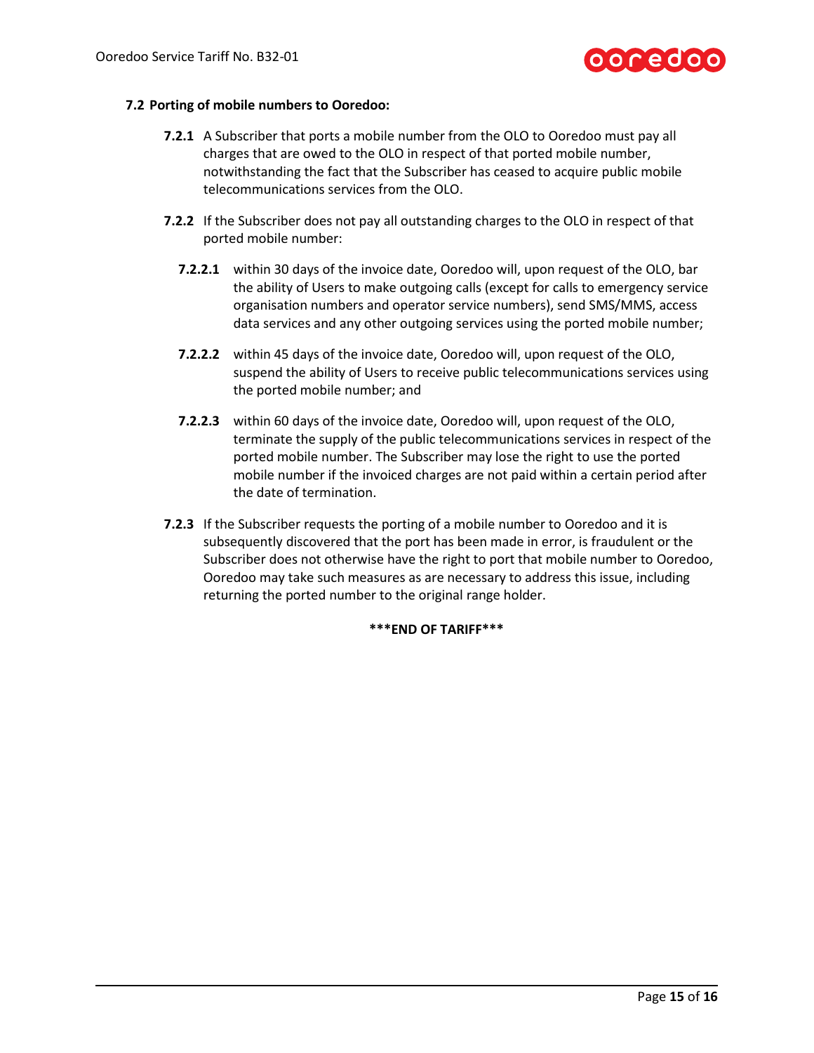### 7.2 Porting of mobile numbers to Ooredoo:

**7.2.1** A Subscriber that ports a mobile number from the OLO to Ooredoo must pay all charges that are owed to the OLO in respect of that ported mobile number, notwithstanding the fact that the Subscriber has ceased to acquire public mobile telecommunications services from the OLO.

**7.2.2** If the Subscriber does not pay all outstanding charges to the OLO in respect of that ported mobile number:

**7.2.2.1** within 30 days of the invoice date, Ooredoo will, upon request of the OLO, bar the ability of Users to make outgoing calls (except for calls to emergency service organisation numbers and operator service numbers), send SMS/MMS, access data services and any other outgoing services using the ported mobile number;

**7.2.2.2** within 45 days of the invoice date, Ooredoo will, upon request of the OLO, suspend the ability of Users to receive public telecommunications services using the ported mobile number; and

**7.2.2.3** within 60 days of the invoice date, Ooredoo will, upon request of the OLO, terminate the supply of the public telecommunications services in respect of the ported mobile number. The Subscriber may lose the right to use the ported mobile number if the invoiced charges are not paid within a certain period after the date of termination.

**7.2.3** If the Subscriber requests the porting of a mobile number to Ooredoo and it is subsequently discovered that the port has been made in error, is fraudulent or the Subscriber does not otherwise have the right to port that mobile number to Ooredoo, Ooredoo may take such measures as are necessary to address this issue, including returning the ported number to the original range holder.

**\*\*\*END OF TARIFF\*\*\***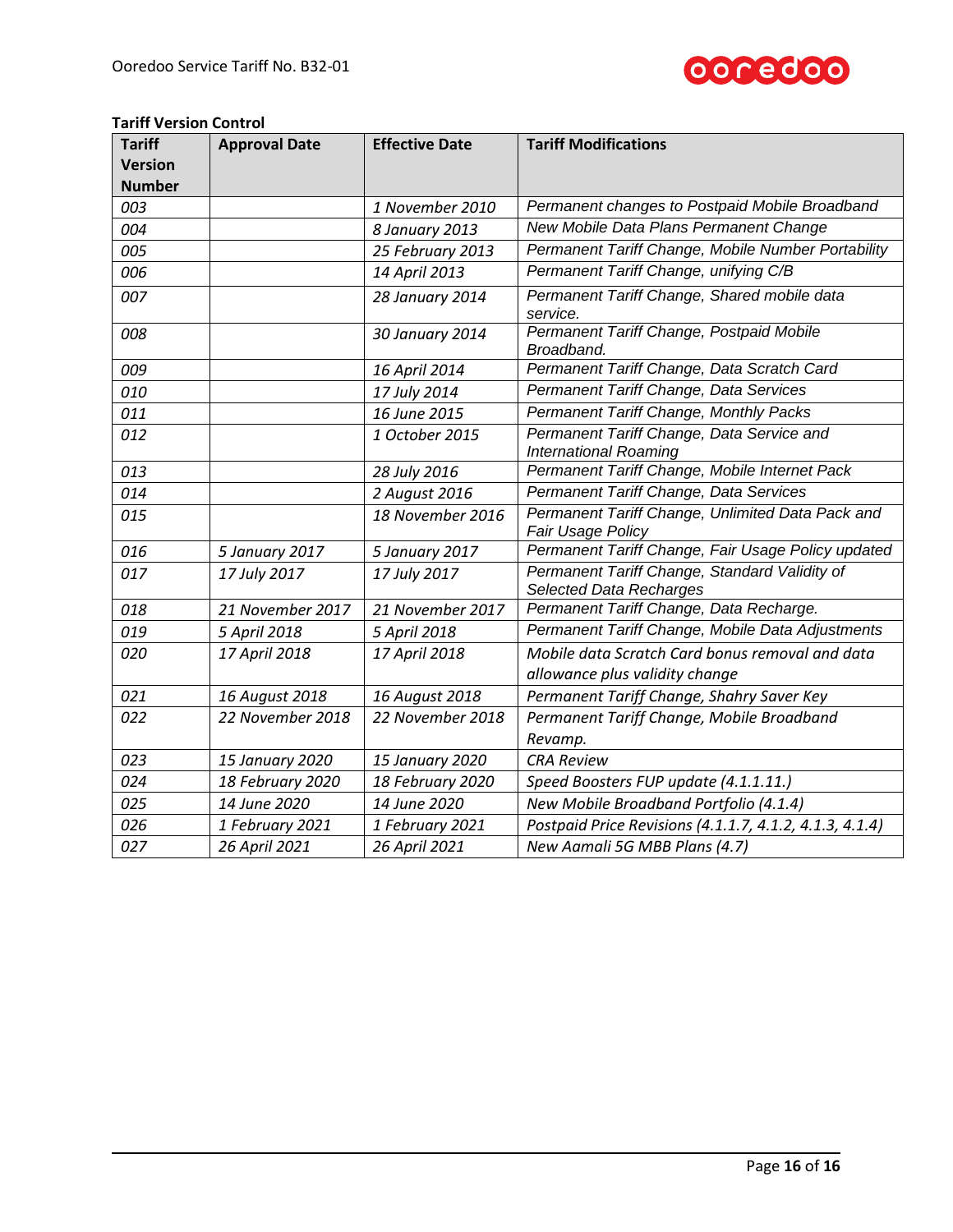**Tariff Version Control**

| Tariff Version Number | Approval Date | Effective Date | Tariff Modifications |
|---|---|---|---|
| *003* | | *1 November 2010* | *Permanent changes to Postpaid Mobile Broadband* |
| *004* | | *8 January 2013* | *New Mobile Data Plans Permanent Change* |
| *005* | | *25 February 2013* | *Permanent Tariff Change, Mobile Number Portability* |
| *006* | | *14 April 2013* | *Permanent Tariff Change, unifying C/B* |
| *007* | | *28 January 2014* | *Permanent Tariff Change, Shared mobile data service.* |
| *008* | | *30 January 2014* | *Permanent Tariff Change, Postpaid Mobile Broadband.* |
| *009* | | *16 April 2014* | *Permanent Tariff Change, Data Scratch Card* |
| *010* | | *17 July 2014* | *Permanent Tariff Change, Data Services* |
| *011* | | *16 June 2015* | *Permanent Tariff Change, Monthly Packs* |
| *012* | | *1 October 2015* | *Permanent Tariff Change, Data Service and International Roaming* |
| *013* | | *28 July 2016* | *Permanent Tariff Change, Mobile Internet Pack* |
| *014* | | *2 August 2016* | *Permanent Tariff Change, Data Services* |
| *015* | | *18 November 2016* | *Permanent Tariff Change, Unlimited Data Pack and Fair Usage Policy* |
| *016* | *5 January 2017* | *5 January 2017* | *Permanent Tariff Change, Fair Usage Policy updated* |
| *017* | *17 July 2017* | *17 July 2017* | *Permanent Tariff Change, Standard Validity of Selected Data Recharges* |
| *018* | *21 November 2017* | *21 November 2017* | *Permanent Tariff Change, Data Recharge.* |
| *019* | *5 April 2018* | *5 April 2018* | *Permanent Tariff Change, Mobile Data Adjustments* |
| *020* | *17 April 2018* | *17 April 2018* | *Mobile data Scratch Card bonus removal and data allowance plus validity change* |
| *021* | *16 August 2018* | *16 August 2018* | *Permanent Tariff Change, Shahry Saver Key* |
| *022* | *22 November 2018* | *22 November 2018* | *Permanent Tariff Change, Mobile Broadband Revamp.* |
| *023* | *15 January 2020* | *15 January 2020* | *CRA Review* |
| *024* | *18 February 2020* | *18 February 2020* | *Speed Boosters FUP update (4.1.1.11.)* |
| *025* | *14 June 2020* | *14 June 2020* | *New Mobile Broadband Portfolio (4.1.4)* |
| *026* | *1 February 2021* | *1 February 2021* | *Postpaid Price Revisions (4.1.1.7, 4.1.2, 4.1.3, 4.1.4)* |
| *027* | *26 April 2021* | *26 April 2021* | *New Aamali 5G MBB Plans (4.7)* |